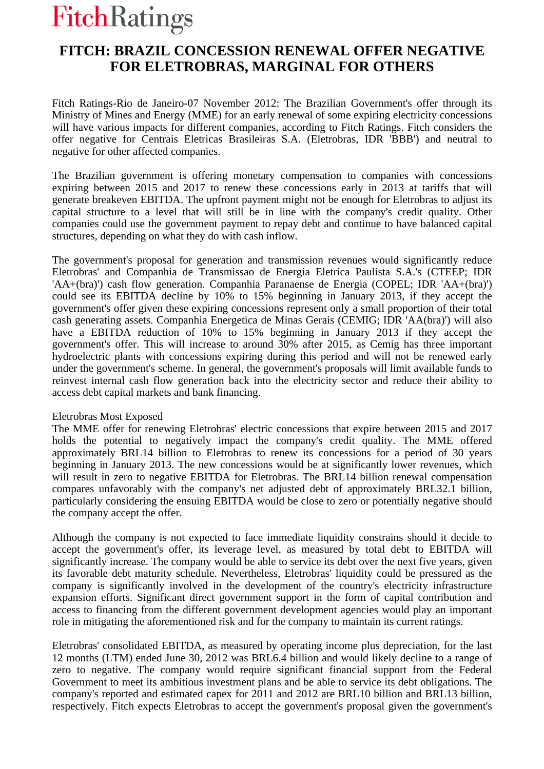# FITCH: BRAZIL CONCESSION RENEWAL OFFER NEGATIVE FOR ELETROBRAS, MARGINAL FOR OTHERS

Fitch Ratings-Rio de Janeiro-07 November 2012: The Brazilian Government's offer through its Ministry of Mines and Energy (MME) for an early renewal of some expiring electricity concessions will have various impacts for different companies, according to Fitch Ratings. Fitch considers the offer negative for Centrais Eletricas Brasileiras S.A. (Eletrobras, IDR 'BBB') and neutral to negative for other affected companies.

The Brazilian government is offering monetary compensation to companies with concessions expiring between 2015 and 2017 to renew these concessions early in 2013 at tariffs that will generate breakeven EBITDA. The upfront payment might not be enough for Eletrobras to adjust its capital structure to a level that will still be in line with the company's credit quality. Other companies could use the government payment to repay debt and continue to have balanced capital structures, depending on what they do with cash inflow.

The government's proposal for generation and transmission revenues would significantly reduce Eletrobras' and Companhia de Transmissao de Energia Eletrica Paulista S.A.'s (CTEEP; IDR 'AA+(bra)') cash flow generation. Companhia Paranaense de Energia (COPEL; IDR 'AA+(bra)') could see its EBITDA decline by 10% to 15% beginning in January 2013, if they accept the government's offer given these expiring concessions represent only a small proportion of their total cash generating assets. Companhia Energetica de Minas Gerais (CEMIG; IDR 'AA(bra)') will also have a EBITDA reduction of 10% to 15% beginning in January 2013 if they accept the government's offer. This will increase to around 30% after 2015, as Cemig has three important hydroelectric plants with concessions expiring during this period and will not be renewed early under the government's scheme. In general, the government's proposals will limit available funds to reinvest internal cash flow generation back into the electricity sector and reduce their ability to access debt capital markets and bank financing.

Eletrobras Most Exposed

The MME offer for renewing Eletrobras' electric concessions that expire between 2015 and 2017 holds the potential to negatively impact the company's credit quality. The MME offered approximately BRL14 billion to Eletrobras to renew its concessions for a period of 30 years beginning in January 2013. The new concessions would be at significantly lower revenues, which will result in zero to negative EBITDA for Eletrobras. The BRL14 billion renewal compensation compares unfavorably with the company's net adjusted debt of approximately BRL32.1 billion, particularly considering the ensuing EBITDA would be close to zero or potentially negative should the company accept the offer.

Although the company is not expected to face immediate liquidity constrains should it decide to accept the government's offer, its leverage level, as measured by total debt to EBITDA will significantly increase. The company would be able to service its debt over the next five years, given its favorable debt maturity schedule. Nevertheless, Eletrobras' liquidity could be pressured as the company is significantly involved in the development of the country's electricity infrastructure expansion efforts. Significant direct government support in the form of capital contribution and access to financing from the different government development agencies would play an important role in mitigating the aforementioned risk and for the company to maintain its current ratings.

Eletrobras' consolidated EBITDA, as measured by operating income plus depreciation, for the last 12 months (LTM) ended June 30, 2012 was BRL6.4 billion and would likely decline to a range of zero to negative. The company would require significant financial support from the Federal Government to meet its ambitious investment plans and be able to service its debt obligations. The company's reported and estimated capex for 2011 and 2012 are BRL10 billion and BRL13 billion, respectively. Fitch expects Eletrobras to accept the government's proposal given the government's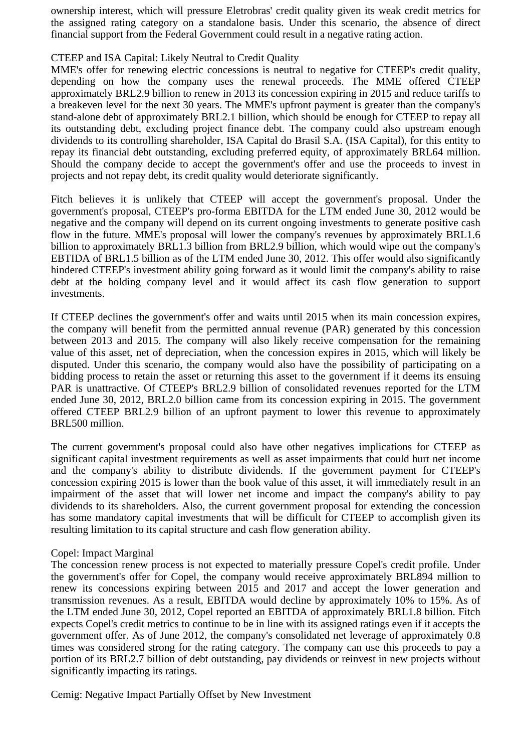ownership interest, which will pressure Eletrobras' credit quality given its weak credit metrics for the assigned rating category on a standalone basis. Under this scenario, the absence of direct financial support from the Federal Government could result in a negative rating action.

CTEEP and ISA Capital: Likely Neutral to Credit Quality

MME's offer for renewing electric concessions is neutral to negative for CTEEP's credit quality, depending on how the company uses the renewal proceeds. The MME offered CTEEP approximately BRL2.9 billion to renew in 2013 its concession expiring in 2015 and reduce tariffs to a breakeven level for the next 30 years. The MME's upfront payment is greater than the company's stand-alone debt of approximately BRL2.1 billion, which should be enough for CTEEP to repay all its outstanding debt, excluding project finance debt. The company could also upstream enough dividends to its controlling shareholder, ISA Capital do Brasil S.A. (ISA Capital), for this entity to repay its financial debt outstanding, excluding preferred equity, of approximately BRL64 million. Should the company decide to accept the government's offer and use the proceeds to invest in projects and not repay debt, its credit quality would deteriorate significantly.

Fitch believes it is unlikely that CTEEP will accept the government's proposal. Under the government's proposal, CTEEP's pro-forma EBITDA for the LTM ended June 30, 2012 would be negative and the company will depend on its current ongoing investments to generate positive cash flow in the future. MME's proposal will lower the company's revenues by approximately BRL1.6 billion to approximately BRL1.3 billion from BRL2.9 billion, which would wipe out the company's EBTIDA of BRL1.5 billion as of the LTM ended June 30, 2012. This offer would also significantly hindered CTEEP's investment ability going forward as it would limit the company's ability to raise debt at the holding company level and it would affect its cash flow generation to support investments.

If CTEEP declines the government's offer and waits until 2015 when its main concession expires, the company will benefit from the permitted annual revenue (PAR) generated by this concession between 2013 and 2015. The company will also likely receive compensation for the remaining value of this asset, net of depreciation, when the concession expires in 2015, which will likely be disputed. Under this scenario, the company would also have the possibility of participating on a bidding process to retain the asset or returning this asset to the government if it deems its ensuing PAR is unattractive. Of CTEEP's BRL2.9 billion of consolidated revenues reported for the LTM ended June 30, 2012, BRL2.0 billion came from its concession expiring in 2015. The government offered CTEEP BRL2.9 billion of an upfront payment to lower this revenue to approximately BRL500 million.

The current government's proposal could also have other negatives implications for CTEEP as significant capital investment requirements as well as asset impairments that could hurt net income and the company's ability to distribute dividends. If the government payment for CTEEP's concession expiring 2015 is lower than the book value of this asset, it will immediately result in an impairment of the asset that will lower net income and impact the company's ability to pay dividends to its shareholders. Also, the current government proposal for extending the concession has some mandatory capital investments that will be difficult for CTEEP to accomplish given its resulting limitation to its capital structure and cash flow generation ability.

Copel: Impact Marginal

The concession renew process is not expected to materially pressure Copel's credit profile. Under the government's offer for Copel, the company would receive approximately BRL894 million to renew its concessions expiring between 2015 and 2017 and accept the lower generation and transmission revenues. As a result, EBITDA would decline by approximately 10% to 15%. As of the LTM ended June 30, 2012, Copel reported an EBITDA of approximately BRL1.8 billion. Fitch expects Copel's credit metrics to continue to be in line with its assigned ratings even if it accepts the government offer. As of June 2012, the company's consolidated net leverage of approximately 0.8 times was considered strong for the rating category. The company can use this proceeds to pay a portion of its BRL2.7 billion of debt outstanding, pay dividends or reinvest in new projects without significantly impacting its ratings.

Cemig: Negative Impact Partially Offset by New Investment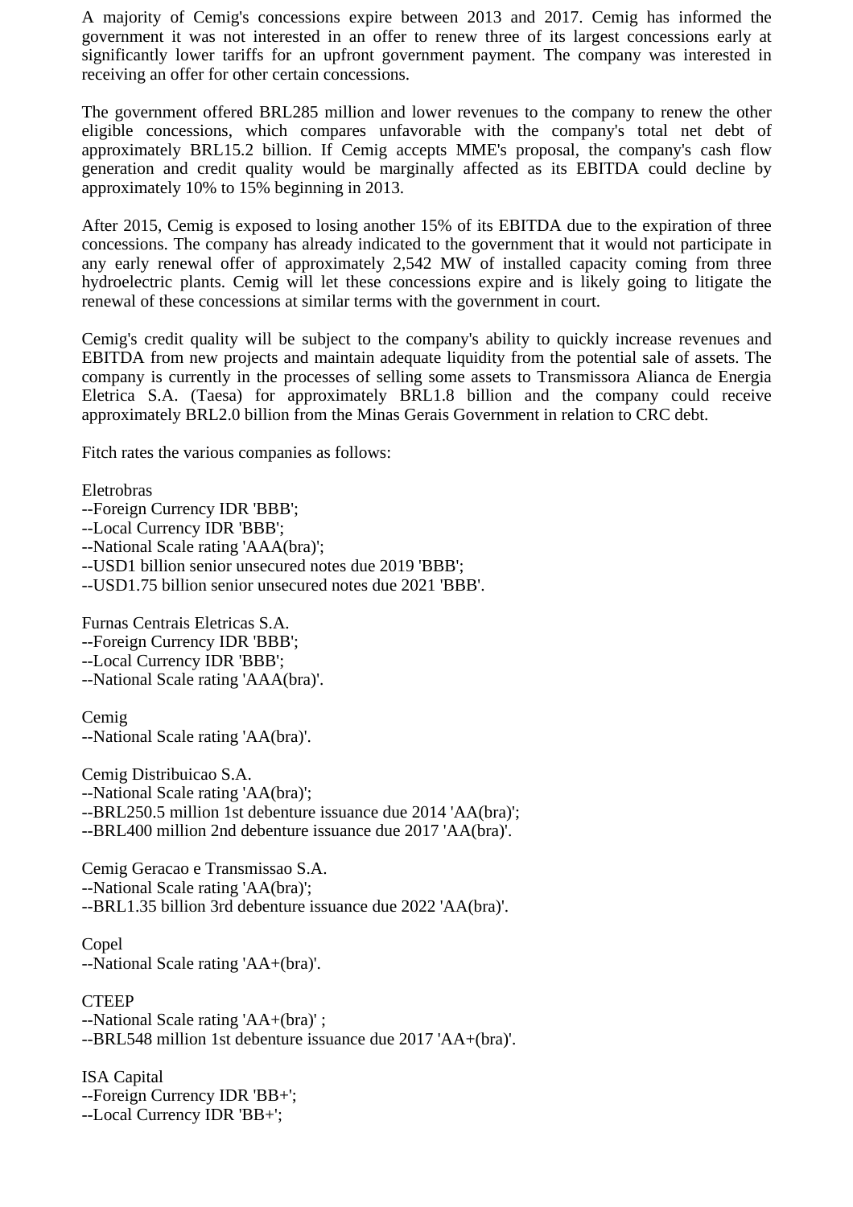A majority of Cemig's concessions expire between 2013 and 2017. Cemig has informed the government it was not interested in an offer to renew three of its largest concessions early at significantly lower tariffs for an upfront government payment. The company was interested in receiving an offer for other certain concessions.

The government offered BRL285 million and lower revenues to the company to renew the other eligible concessions, which compares unfavorable with the company's total net debt of approximately BRL15.2 billion. If Cemig accepts MME's proposal, the company's cash flow generation and credit quality would be marginally affected as its EBITDA could decline by approximately 10% to 15% beginning in 2013.

After 2015, Cemig is exposed to losing another 15% of its EBITDA due to the expiration of three concessions. The company has already indicated to the government that it would not participate in any early renewal offer of approximately 2,542 MW of installed capacity coming from three hydroelectric plants. Cemig will let these concessions expire and is likely going to litigate the renewal of these concessions at similar terms with the government in court.

Cemig's credit quality will be subject to the company's ability to quickly increase revenues and EBITDA from new projects and maintain adequate liquidity from the potential sale of assets. The company is currently in the processes of selling some assets to Transmissora Alianca de Energia Eletrica S.A. (Taesa) for approximately BRL1.8 billion and the company could receive approximately BRL2.0 billion from the Minas Gerais Government in relation to CRC debt.

Fitch rates the various companies as follows:

Eletrobras
--Foreign Currency IDR 'BBB';
--Local Currency IDR 'BBB';
--National Scale rating 'AAA(bra)';
--USD1 billion senior unsecured notes due 2019 'BBB';
--USD1.75 billion senior unsecured notes due 2021 'BBB'.

Furnas Centrais Eletricas S.A.
--Foreign Currency IDR 'BBB';
--Local Currency IDR 'BBB';
--National Scale rating 'AAA(bra)'.

Cemig
--National Scale rating 'AA(bra)'.

Cemig Distribuicao S.A.
--National Scale rating 'AA(bra)';
--BRL250.5 million 1st debenture issuance due 2014 'AA(bra)';
--BRL400 million 2nd debenture issuance due 2017 'AA(bra)'.

Cemig Geracao e Transmissao S.A.
--National Scale rating 'AA(bra)';
--BRL1.35 billion 3rd debenture issuance due 2022 'AA(bra)'.

Copel
--National Scale rating 'AA+(bra)'.

CTEEP
--National Scale rating 'AA+(bra)' ;
--BRL548 million 1st debenture issuance due 2017 'AA+(bra)'.

ISA Capital
--Foreign Currency IDR 'BB+';
--Local Currency IDR 'BB+';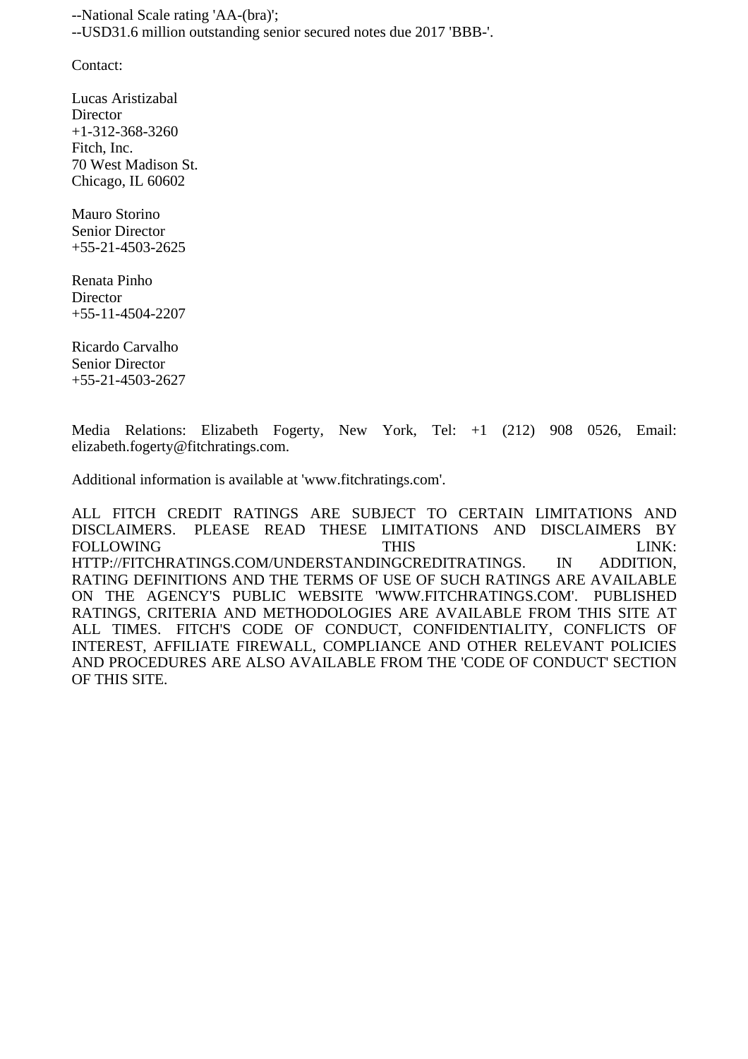--National Scale rating 'AA-(bra)';
--USD31.6 million outstanding senior secured notes due 2017 'BBB-'.

Contact:

Lucas Aristizabal
Director
+1-312-368-3260
Fitch, Inc.
70 West Madison St.
Chicago, IL 60602

Mauro Storino
Senior Director
+55-21-4503-2625

Renata Pinho
Director
+55-11-4504-2207

Ricardo Carvalho
Senior Director
+55-21-4503-2627

Media Relations: Elizabeth Fogerty, New York, Tel: +1 (212) 908 0526, Email: elizabeth.fogerty@fitchratings.com.

Additional information is available at 'www.fitchratings.com'.

ALL FITCH CREDIT RATINGS ARE SUBJECT TO CERTAIN LIMITATIONS AND DISCLAIMERS. PLEASE READ THESE LIMITATIONS AND DISCLAIMERS BY FOLLOWING THIS LINK: HTTP://FITCHRATINGS.COM/UNDERSTANDINGCREDITRATINGS. IN ADDITION, RATING DEFINITIONS AND THE TERMS OF USE OF SUCH RATINGS ARE AVAILABLE ON THE AGENCY'S PUBLIC WEBSITE 'WWW.FITCHRATINGS.COM'. PUBLISHED RATINGS, CRITERIA AND METHODOLOGIES ARE AVAILABLE FROM THIS SITE AT ALL TIMES. FITCH'S CODE OF CONDUCT, CONFIDENTIALITY, CONFLICTS OF INTEREST, AFFILIATE FIREWALL, COMPLIANCE AND OTHER RELEVANT POLICIES AND PROCEDURES ARE ALSO AVAILABLE FROM THE 'CODE OF CONDUCT' SECTION OF THIS SITE.